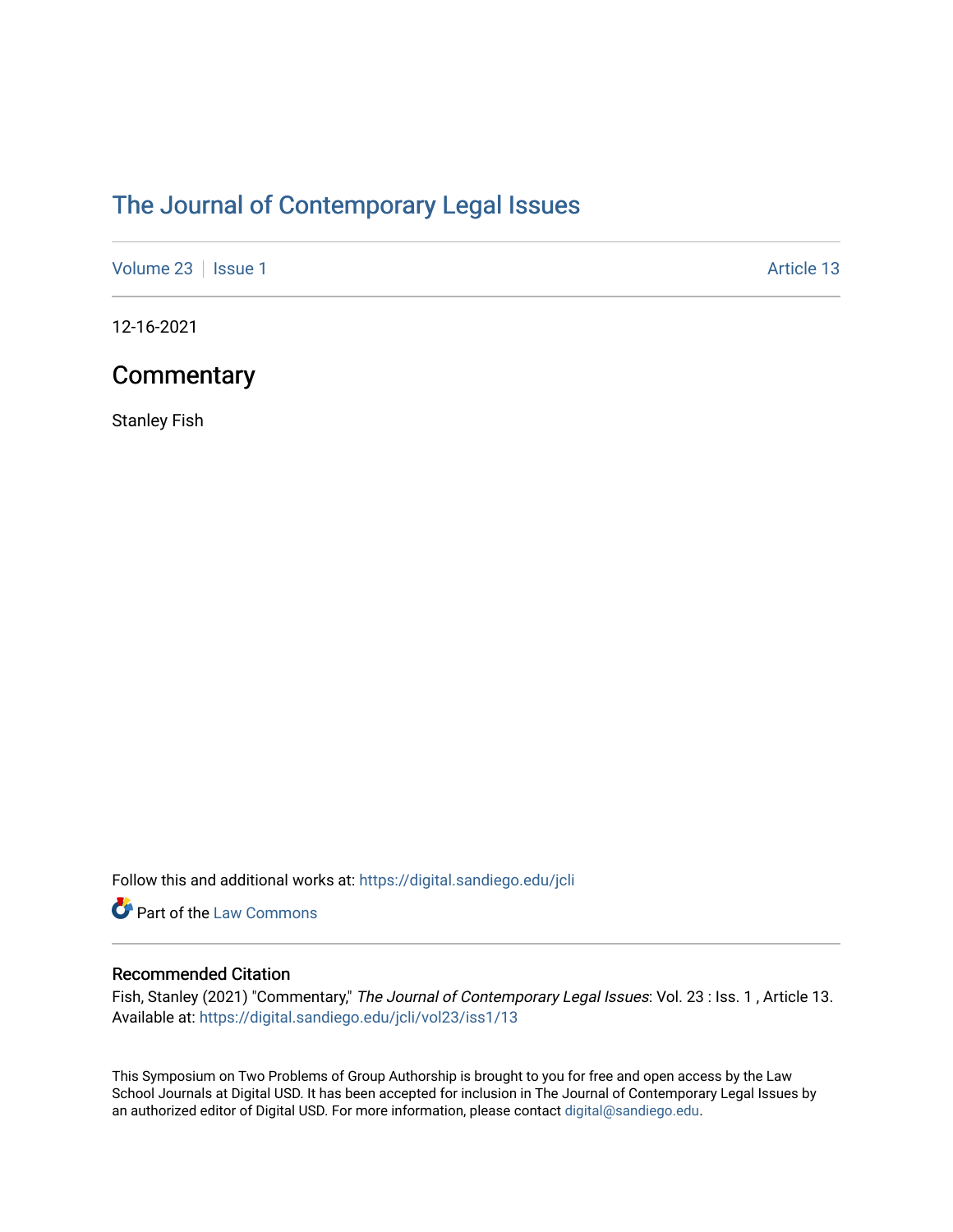# The Journal of Contemporary Legal Issues

Volume 23 | Issue 1 | Article 13

12-16-2021

## Commentary

Stanley Fish

Follow this and additional works at: https://digital.sandiego.edu/jcli

Part of the Law Commons

### Recommended Citation

Fish, Stanley (2021) "Commentary," *The Journal of Contemporary Legal Issues*: Vol. 23 : Iss. 1 , Article 13.
Available at: https://digital.sandiego.edu/jcli/vol23/iss1/13

This Symposium on Two Problems of Group Authorship is brought to you for free and open access by the Law School Journals at Digital USD. It has been accepted for inclusion in The Journal of Contemporary Legal Issues by an authorized editor of Digital USD. For more information, please contact digital@sandiego.edu.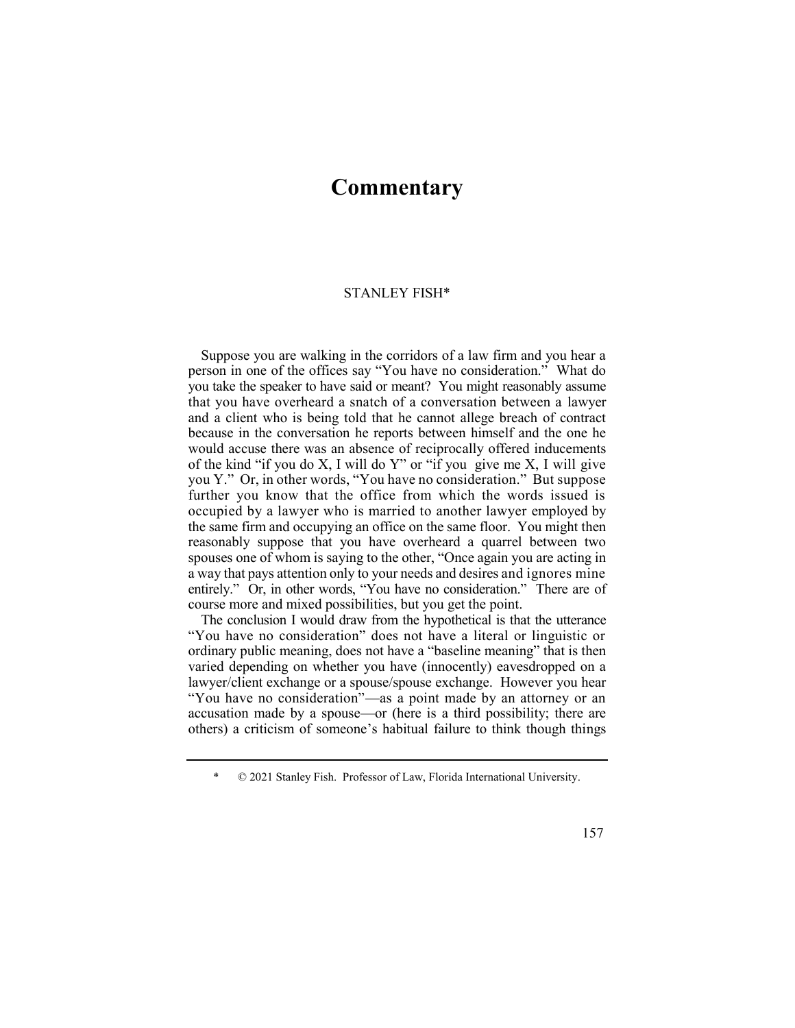# Commentary

STANLEY FISH*

Suppose you are walking in the corridors of a law firm and you hear a person in one of the offices say "You have no consideration." What do you take the speaker to have said or meant? You might reasonably assume that you have overheard a snatch of a conversation between a lawyer and a client who is being told that he cannot allege breach of contract because in the conversation he reports between himself and the one he would accuse there was an absence of reciprocally offered inducements of the kind "if you do X, I will do Y" or "if you give me X, I will give you Y." Or, in other words, "You have no consideration." But suppose further you know that the office from which the words issued is occupied by a lawyer who is married to another lawyer employed by the same firm and occupying an office on the same floor. You might then reasonably suppose that you have overheard a quarrel between two spouses one of whom is saying to the other, "Once again you are acting in a way that pays attention only to your needs and desires and ignores mine entirely." Or, in other words, "You have no consideration." There are of course more and mixed possibilities, but you get the point.

The conclusion I would draw from the hypothetical is that the utterance "You have no consideration" does not have a literal or linguistic or ordinary public meaning, does not have a "baseline meaning" that is then varied depending on whether you have (innocently) eavesdropped on a lawyer/client exchange or a spouse/spouse exchange. However you hear "You have no consideration"—as a point made by an attorney or an accusation made by a spouse—or (here is a third possibility; there are others) a criticism of someone's habitual failure to think though things

\* © 2021 Stanley Fish. Professor of Law, Florida International University.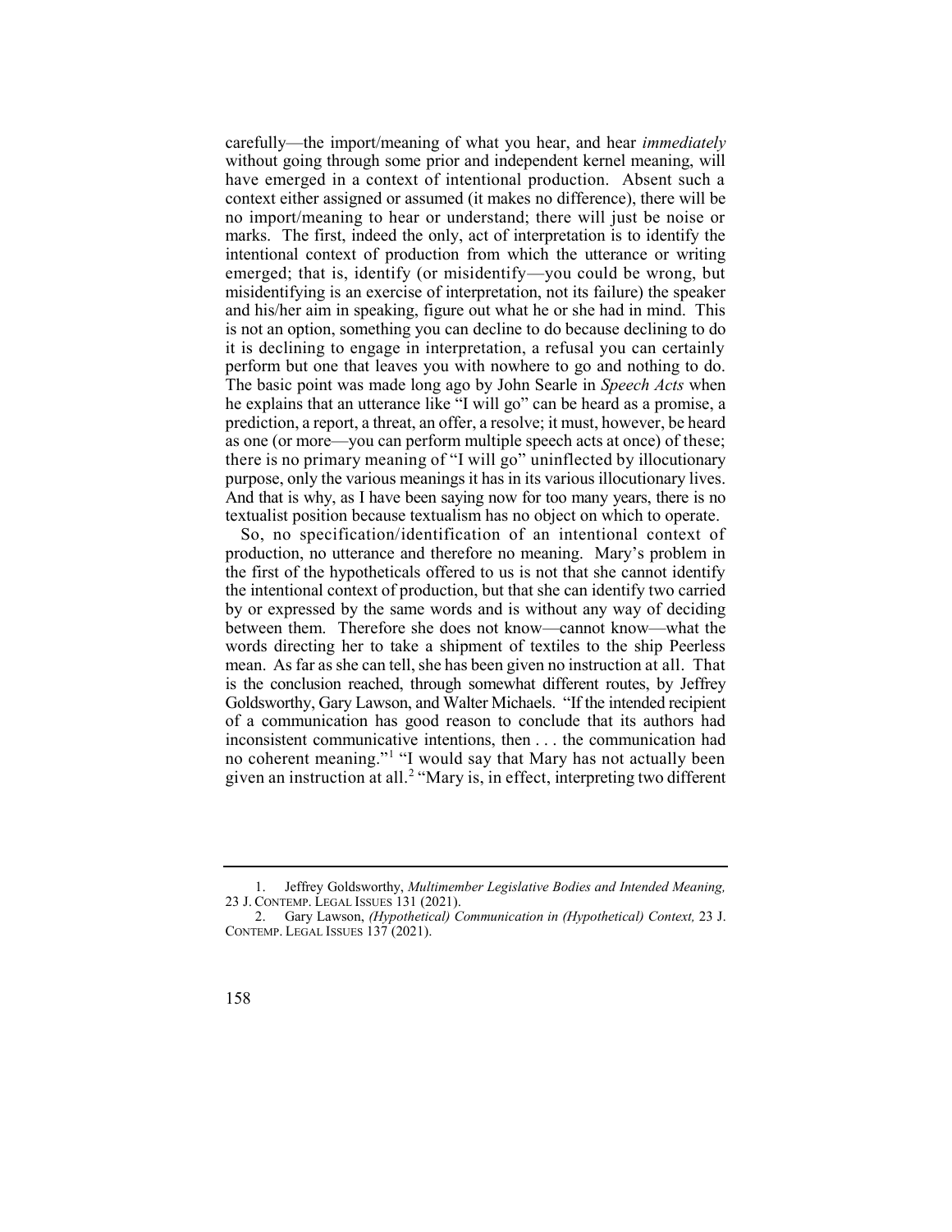carefully—the import/meaning of what you hear, and hear *immediately* without going through some prior and independent kernel meaning, will have emerged in a context of intentional production. Absent such a context either assigned or assumed (it makes no difference), there will be no import/meaning to hear or understand; there will just be noise or marks. The first, indeed the only, act of interpretation is to identify the intentional context of production from which the utterance or writing emerged; that is, identify (or misidentify—you could be wrong, but misidentifying is an exercise of interpretation, not its failure) the speaker and his/her aim in speaking, figure out what he or she had in mind. This is not an option, something you can decline to do because declining to do it is declining to engage in interpretation, a refusal you can certainly perform but one that leaves you with nowhere to go and nothing to do. The basic point was made long ago by John Searle in *Speech Acts* when he explains that an utterance like "I will go" can be heard as a promise, a prediction, a report, a threat, an offer, a resolve; it must, however, be heard as one (or more—you can perform multiple speech acts at once) of these; there is no primary meaning of "I will go" uninflected by illocutionary purpose, only the various meanings it has in its various illocutionary lives. And that is why, as I have been saying now for too many years, there is no textualist position because textualism has no object on which to operate.

So, no specification/identification of an intentional context of production, no utterance and therefore no meaning. Mary's problem in the first of the hypotheticals offered to us is not that she cannot identify the intentional context of production, but that she can identify two carried by or expressed by the same words and is without any way of deciding between them. Therefore she does not know—cannot know—what the words directing her to take a shipment of textiles to the ship Peerless mean. As far as she can tell, she has been given no instruction at all. That is the conclusion reached, through somewhat different routes, by Jeffrey Goldsworthy, Gary Lawson, and Walter Michaels. "If the intended recipient of a communication has good reason to conclude that its authors had inconsistent communicative intentions, then . . . the communication had no coherent meaning."[1] "I would say that Mary has not actually been given an instruction at all.[2] "Mary is, in effect, interpreting two different

1. Jeffrey Goldsworthy, *Multimember Legislative Bodies and Intended Meaning,* 23 J. CONTEMP. LEGAL ISSUES 131 (2021).

2. Gary Lawson, *(Hypothetical) Communication in (Hypothetical) Context,* 23 J. CONTEMP. LEGAL ISSUES 137 (2021).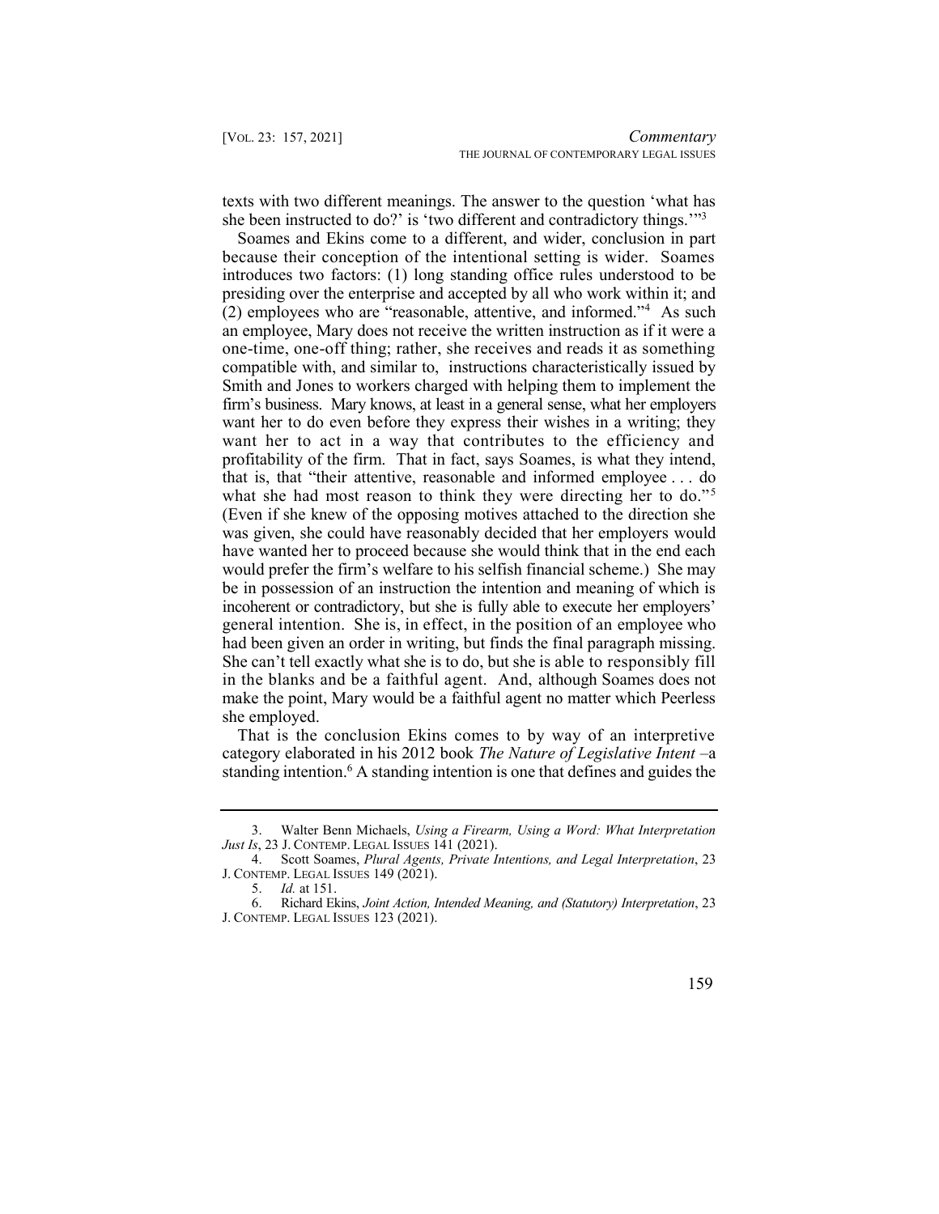texts with two different meanings. The answer to the question 'what has she been instructed to do?' is 'two different and contradictory things.'"[3]

Soames and Ekins come to a different, and wider, conclusion in part because their conception of the intentional setting is wider. Soames introduces two factors: (1) long standing office rules understood to be presiding over the enterprise and accepted by all who work within it; and (2) employees who are "reasonable, attentive, and informed."[4] As such an employee, Mary does not receive the written instruction as if it were a one-time, one-off thing; rather, she receives and reads it as something compatible with, and similar to, instructions characteristically issued by Smith and Jones to workers charged with helping them to implement the firm's business. Mary knows, at least in a general sense, what her employers want her to do even before they express their wishes in a writing; they want her to act in a way that contributes to the efficiency and profitability of the firm. That in fact, says Soames, is what they intend, that is, that "their attentive, reasonable and informed employee . . . do what she had most reason to think they were directing her to do."[5] (Even if she knew of the opposing motives attached to the direction she was given, she could have reasonably decided that her employers would have wanted her to proceed because she would think that in the end each would prefer the firm's welfare to his selfish financial scheme.) She may be in possession of an instruction the intention and meaning of which is incoherent or contradictory, but she is fully able to execute her employers' general intention. She is, in effect, in the position of an employee who had been given an order in writing, but finds the final paragraph missing. She can't tell exactly what she is to do, but she is able to responsibly fill in the blanks and be a faithful agent. And, although Soames does not make the point, Mary would be a faithful agent no matter which Peerless she employed.

That is the conclusion Ekins comes to by way of an interpretive category elaborated in his 2012 book *The Nature of Legislative Intent* –a standing intention.[6] A standing intention is one that defines and guides the

3. Walter Benn Michaels, *Using a Firearm, Using a Word: What Interpretation Just Is*, 23 J. CONTEMP. LEGAL ISSUES 141 (2021).

4. Scott Soames, *Plural Agents, Private Intentions, and Legal Interpretation*, 23 J. CONTEMP. LEGAL ISSUES 149 (2021).

5. *Id.* at 151.

6. Richard Ekins, *Joint Action, Intended Meaning, and (Statutory) Interpretation*, 23 J. CONTEMP. LEGAL ISSUES 123 (2021).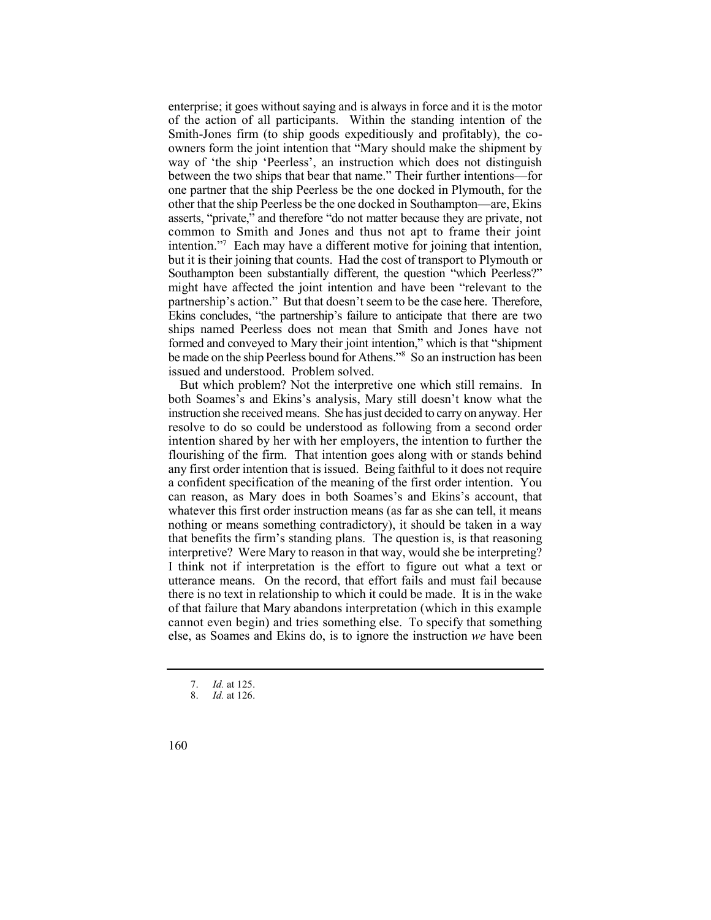enterprise; it goes without saying and is always in force and it is the motor of the action of all participants. Within the standing intention of the Smith-Jones firm (to ship goods expeditiously and profitably), the co-owners form the joint intention that "Mary should make the shipment by way of 'the ship 'Peerless', an instruction which does not distinguish between the two ships that bear that name." Their further intentions—for one partner that the ship Peerless be the one docked in Plymouth, for the other that the ship Peerless be the one docked in Southampton—are, Ekins asserts, "private," and therefore "do not matter because they are private, not common to Smith and Jones and thus not apt to frame their joint intention."[7] Each may have a different motive for joining that intention, but it is their joining that counts. Had the cost of transport to Plymouth or Southampton been substantially different, the question "which Peerless?" might have affected the joint intention and have been "relevant to the partnership's action." But that doesn't seem to be the case here. Therefore, Ekins concludes, "the partnership's failure to anticipate that there are two ships named Peerless does not mean that Smith and Jones have not formed and conveyed to Mary their joint intention," which is that "shipment be made on the ship Peerless bound for Athens."[8] So an instruction has been issued and understood. Problem solved.

But which problem? Not the interpretive one which still remains. In both Soames's and Ekins's analysis, Mary still doesn't know what the instruction she received means. She has just decided to carry on anyway. Her resolve to do so could be understood as following from a second order intention shared by her with her employers, the intention to further the flourishing of the firm. That intention goes along with or stands behind any first order intention that is issued. Being faithful to it does not require a confident specification of the meaning of the first order intention. You can reason, as Mary does in both Soames's and Ekins's account, that whatever this first order instruction means (as far as she can tell, it means nothing or means something contradictory), it should be taken in a way that benefits the firm's standing plans. The question is, is that reasoning interpretive? Were Mary to reason in that way, would she be interpreting? I think not if interpretation is the effort to figure out what a text or utterance means. On the record, that effort fails and must fail because there is no text in relationship to which it could be made. It is in the wake of that failure that Mary abandons interpretation (which in this example cannot even begin) and tries something else. To specify that something else, as Soames and Ekins do, is to ignore the instruction *we* have been

---

7. *Id.* at 125.
8. *Id.* at 126.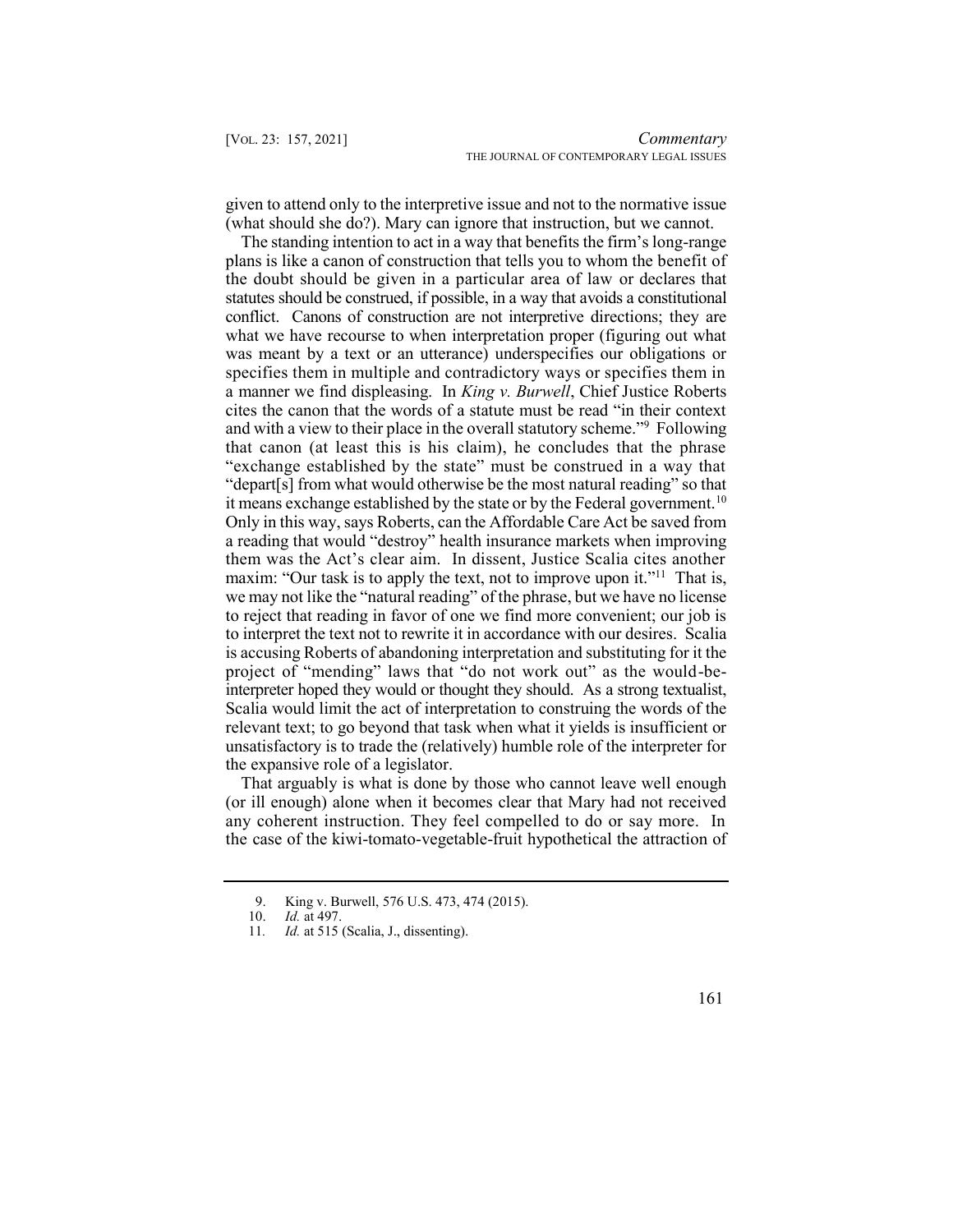given to attend only to the interpretive issue and not to the normative issue (what should she do?). Mary can ignore that instruction, but we cannot.

The standing intention to act in a way that benefits the firm's long-range plans is like a canon of construction that tells you to whom the benefit of the doubt should be given in a particular area of law or declares that statutes should be construed, if possible, in a way that avoids a constitutional conflict. Canons of construction are not interpretive directions; they are what we have recourse to when interpretation proper (figuring out what was meant by a text or an utterance) underspecifies our obligations or specifies them in multiple and contradictory ways or specifies them in a manner we find displeasing. In *King v. Burwell*, Chief Justice Roberts cites the canon that the words of a statute must be read "in their context and with a view to their place in the overall statutory scheme."[9] Following that canon (at least this is his claim), he concludes that the phrase "exchange established by the state" must be construed in a way that "depart[s] from what would otherwise be the most natural reading" so that it means exchange established by the state or by the Federal government.[10] Only in this way, says Roberts, can the Affordable Care Act be saved from a reading that would "destroy" health insurance markets when improving them was the Act's clear aim. In dissent, Justice Scalia cites another maxim: "Our task is to apply the text, not to improve upon it."[11] That is, we may not like the "natural reading" of the phrase, but we have no license to reject that reading in favor of one we find more convenient; our job is to interpret the text not to rewrite it in accordance with our desires. Scalia is accusing Roberts of abandoning interpretation and substituting for it the project of "mending" laws that "do not work out" as the would-be-interpreter hoped they would or thought they should. As a strong textualist, Scalia would limit the act of interpretation to construing the words of the relevant text; to go beyond that task when what it yields is insufficient or unsatisfactory is to trade the (relatively) humble role of the interpreter for the expansive role of a legislator.

That arguably is what is done by those who cannot leave well enough (or ill enough) alone when it becomes clear that Mary had not received any coherent instruction. They feel compelled to do or say more. In the case of the kiwi-tomato-vegetable-fruit hypothetical the attraction of

---

9. King v. Burwell, 576 U.S. 473, 474 (2015).

10. *Id.* at 497.

11. *Id.* at 515 (Scalia, J., dissenting).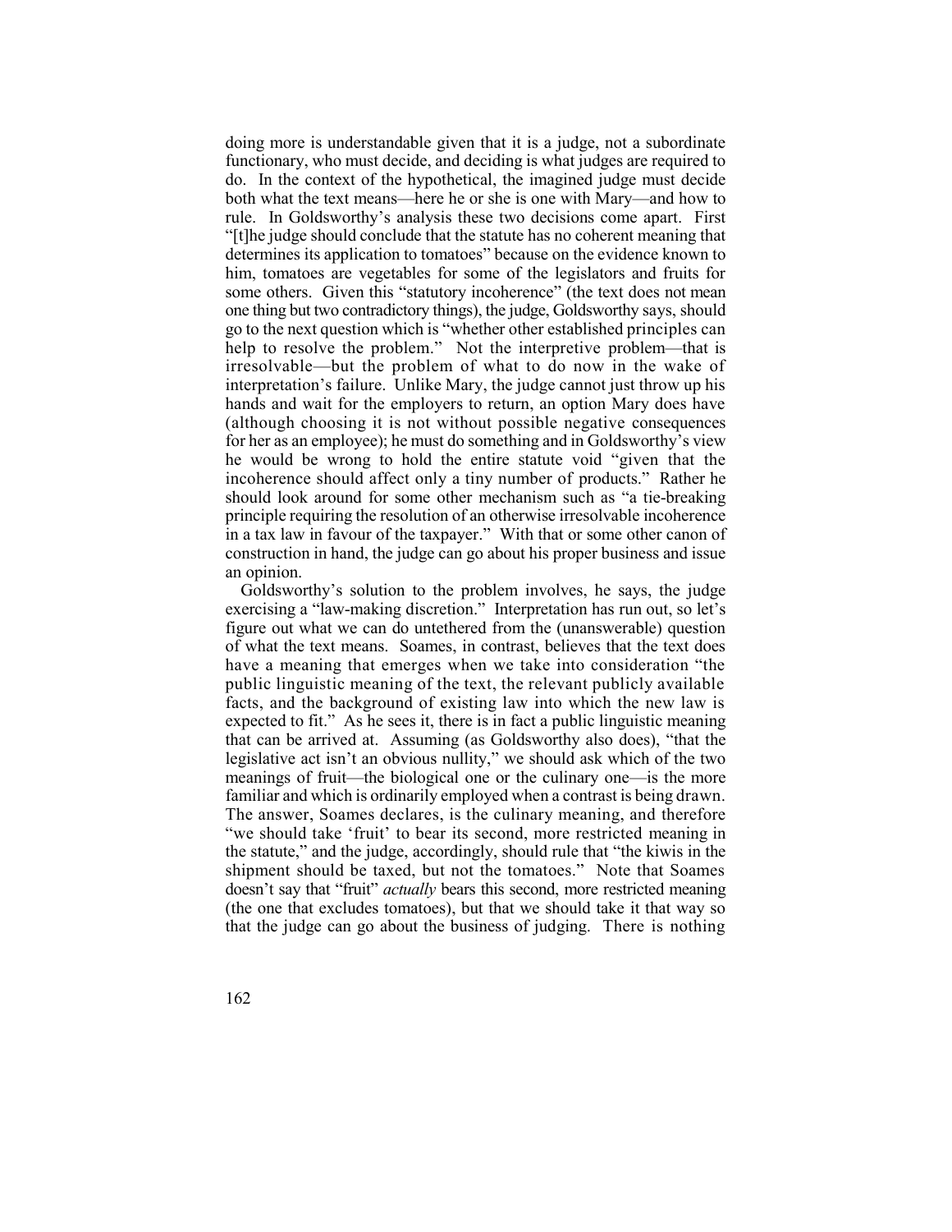doing more is understandable given that it is a judge, not a subordinate functionary, who must decide, and deciding is what judges are required to do. In the context of the hypothetical, the imagined judge must decide both what the text means—here he or she is one with Mary—and how to rule. In Goldsworthy's analysis these two decisions come apart. First "[t]he judge should conclude that the statute has no coherent meaning that determines its application to tomatoes" because on the evidence known to him, tomatoes are vegetables for some of the legislators and fruits for some others. Given this "statutory incoherence" (the text does not mean one thing but two contradictory things), the judge, Goldsworthy says, should go to the next question which is "whether other established principles can help to resolve the problem." Not the interpretive problem—that is irresolvable—but the problem of what to do now in the wake of interpretation's failure. Unlike Mary, the judge cannot just throw up his hands and wait for the employers to return, an option Mary does have (although choosing it is not without possible negative consequences for her as an employee); he must do something and in Goldsworthy's view he would be wrong to hold the entire statute void "given that the incoherence should affect only a tiny number of products." Rather he should look around for some other mechanism such as "a tie-breaking principle requiring the resolution of an otherwise irresolvable incoherence in a tax law in favour of the taxpayer." With that or some other canon of construction in hand, the judge can go about his proper business and issue an opinion.

Goldsworthy's solution to the problem involves, he says, the judge exercising a "law-making discretion." Interpretation has run out, so let's figure out what we can do untethered from the (unanswerable) question of what the text means. Soames, in contrast, believes that the text does have a meaning that emerges when we take into consideration "the public linguistic meaning of the text, the relevant publicly available facts, and the background of existing law into which the new law is expected to fit." As he sees it, there is in fact a public linguistic meaning that can be arrived at. Assuming (as Goldsworthy also does), "that the legislative act isn't an obvious nullity," we should ask which of the two meanings of fruit—the biological one or the culinary one—is the more familiar and which is ordinarily employed when a contrast is being drawn. The answer, Soames declares, is the culinary meaning, and therefore "we should take 'fruit' to bear its second, more restricted meaning in the statute," and the judge, accordingly, should rule that "the kiwis in the shipment should be taxed, but not the tomatoes." Note that Soames doesn't say that "fruit" *actually* bears this second, more restricted meaning (the one that excludes tomatoes), but that we should take it that way so that the judge can go about the business of judging. There is nothing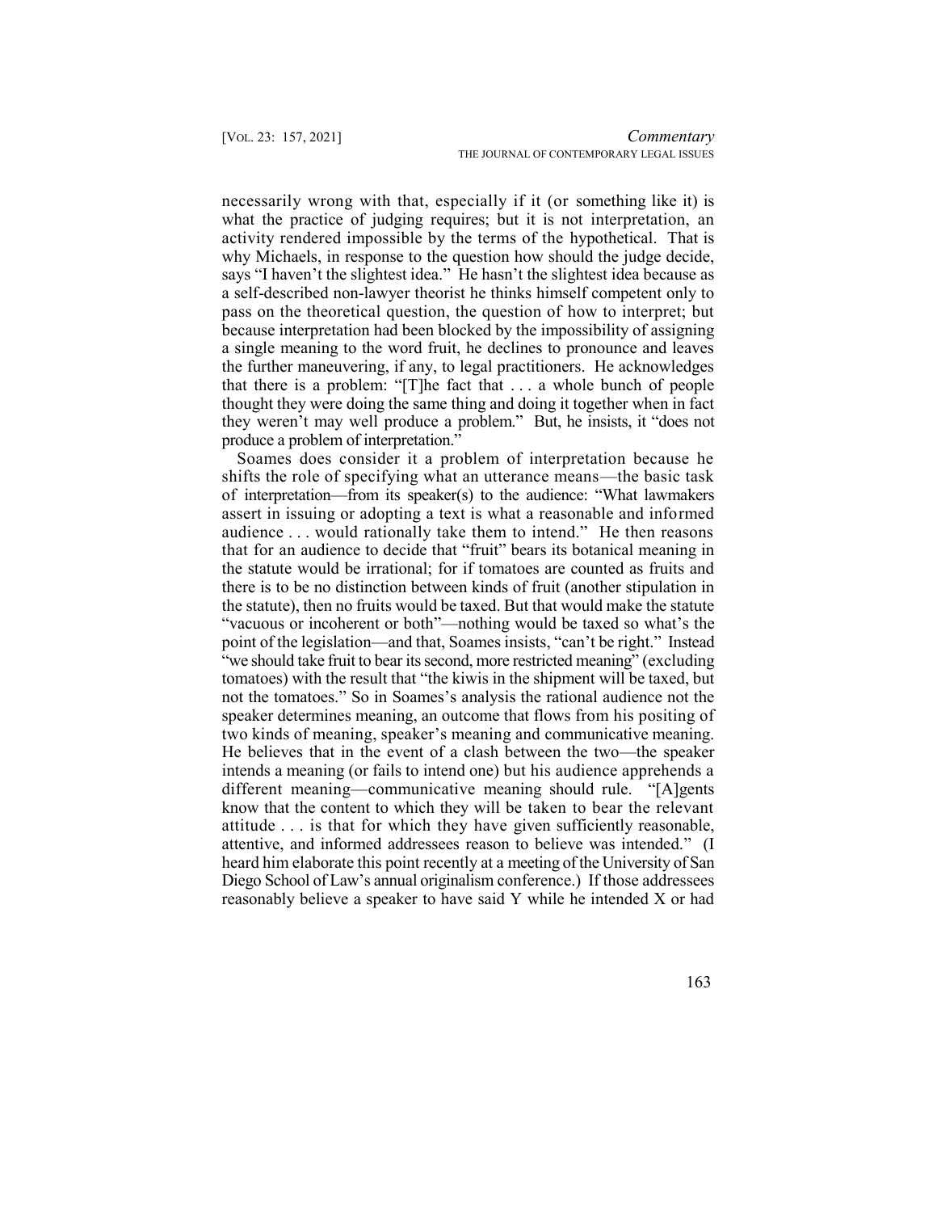necessarily wrong with that, especially if it (or something like it) is what the practice of judging requires; but it is not interpretation, an activity rendered impossible by the terms of the hypothetical. That is why Michaels, in response to the question how should the judge decide, says "I haven't the slightest idea." He hasn't the slightest idea because as a self-described non-lawyer theorist he thinks himself competent only to pass on the theoretical question, the question of how to interpret; but because interpretation had been blocked by the impossibility of assigning a single meaning to the word fruit, he declines to pronounce and leaves the further maneuvering, if any, to legal practitioners. He acknowledges that there is a problem: "[T]he fact that . . . a whole bunch of people thought they were doing the same thing and doing it together when in fact they weren't may well produce a problem." But, he insists, it "does not produce a problem of interpretation."

Soames does consider it a problem of interpretation because he shifts the role of specifying what an utterance means—the basic task of interpretation—from its speaker(s) to the audience: "What lawmakers assert in issuing or adopting a text is what a reasonable and informed audience . . . would rationally take them to intend." He then reasons that for an audience to decide that "fruit" bears its botanical meaning in the statute would be irrational; for if tomatoes are counted as fruits and there is to be no distinction between kinds of fruit (another stipulation in the statute), then no fruits would be taxed. But that would make the statute "vacuous or incoherent or both"—nothing would be taxed so what's the point of the legislation—and that, Soames insists, "can't be right." Instead "we should take fruit to bear its second, more restricted meaning" (excluding tomatoes) with the result that "the kiwis in the shipment will be taxed, but not the tomatoes." So in Soames's analysis the rational audience not the speaker determines meaning, an outcome that flows from his positing of two kinds of meaning, speaker's meaning and communicative meaning. He believes that in the event of a clash between the two—the speaker intends a meaning (or fails to intend one) but his audience apprehends a different meaning—communicative meaning should rule. "[A]gents know that the content to which they will be taken to bear the relevant attitude . . . is that for which they have given sufficiently reasonable, attentive, and informed addressees reason to believe was intended." (I heard him elaborate this point recently at a meeting of the University of San Diego School of Law's annual originalism conference.) If those addressees reasonably believe a speaker to have said Y while he intended X or had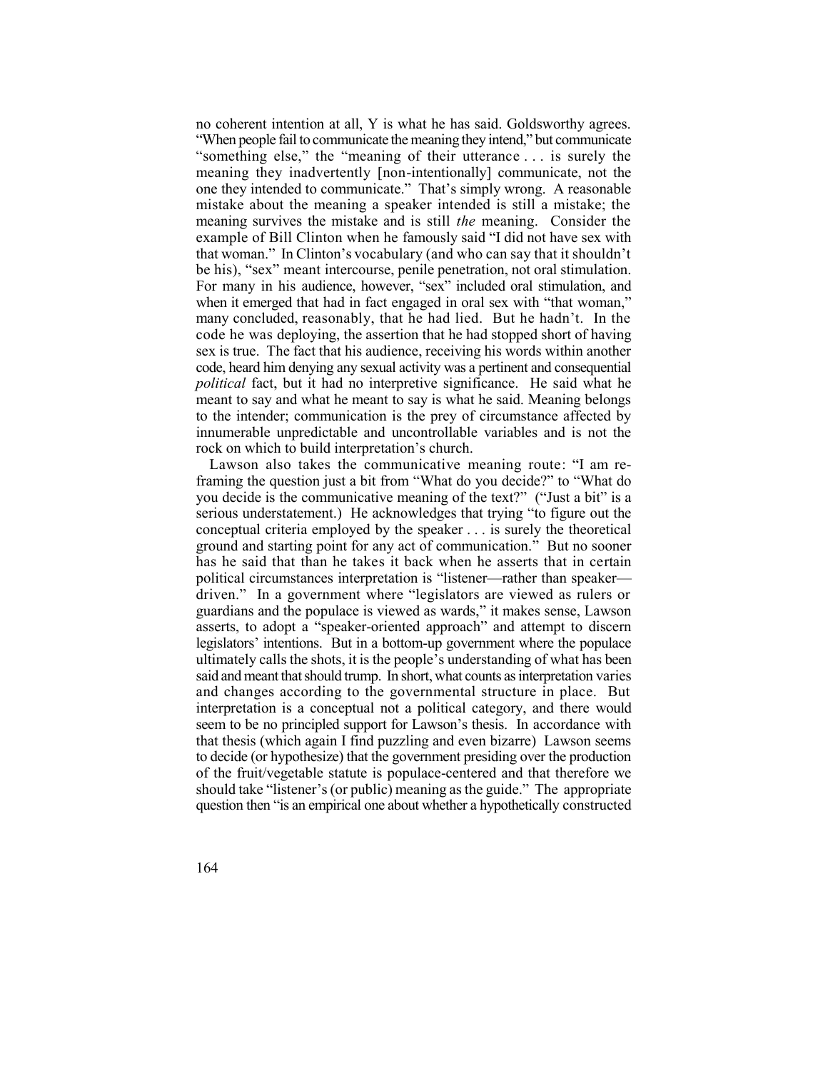no coherent intention at all, Y is what he has said. Goldsworthy agrees. "When people fail to communicate the meaning they intend," but communicate "something else," the "meaning of their utterance . . . is surely the meaning they inadvertently [non-intentionally] communicate, not the one they intended to communicate." That's simply wrong. A reasonable mistake about the meaning a speaker intended is still a mistake; the meaning survives the mistake and is still *the* meaning. Consider the example of Bill Clinton when he famously said "I did not have sex with that woman." In Clinton's vocabulary (and who can say that it shouldn't be his), "sex" meant intercourse, penile penetration, not oral stimulation. For many in his audience, however, "sex" included oral stimulation, and when it emerged that had in fact engaged in oral sex with "that woman," many concluded, reasonably, that he had lied. But he hadn't. In the code he was deploying, the assertion that he had stopped short of having sex is true. The fact that his audience, receiving his words within another code, heard him denying any sexual activity was a pertinent and consequential *political* fact, but it had no interpretive significance. He said what he meant to say and what he meant to say is what he said. Meaning belongs to the intender; communication is the prey of circumstance affected by innumerable unpredictable and uncontrollable variables and is not the rock on which to build interpretation's church.

Lawson also takes the communicative meaning route: "I am re-framing the question just a bit from "What do you decide?" to "What do you decide is the communicative meaning of the text?" ("Just a bit" is a serious understatement.) He acknowledges that trying "to figure out the conceptual criteria employed by the speaker . . . is surely the theoretical ground and starting point for any act of communication." But no sooner has he said that than he takes it back when he asserts that in certain political circumstances interpretation is "listener—rather than speaker—driven." In a government where "legislators are viewed as rulers or guardians and the populace is viewed as wards," it makes sense, Lawson asserts, to adopt a "speaker-oriented approach" and attempt to discern legislators' intentions. But in a bottom-up government where the populace ultimately calls the shots, it is the people's understanding of what has been said and meant that should trump. In short, what counts as interpretation varies and changes according to the governmental structure in place. But interpretation is a conceptual not a political category, and there would seem to be no principled support for Lawson's thesis. In accordance with that thesis (which again I find puzzling and even bizarre) Lawson seems to decide (or hypothesize) that the government presiding over the production of the fruit/vegetable statute is populace-centered and that therefore we should take "listener's (or public) meaning as the guide." The appropriate question then "is an empirical one about whether a hypothetically constructed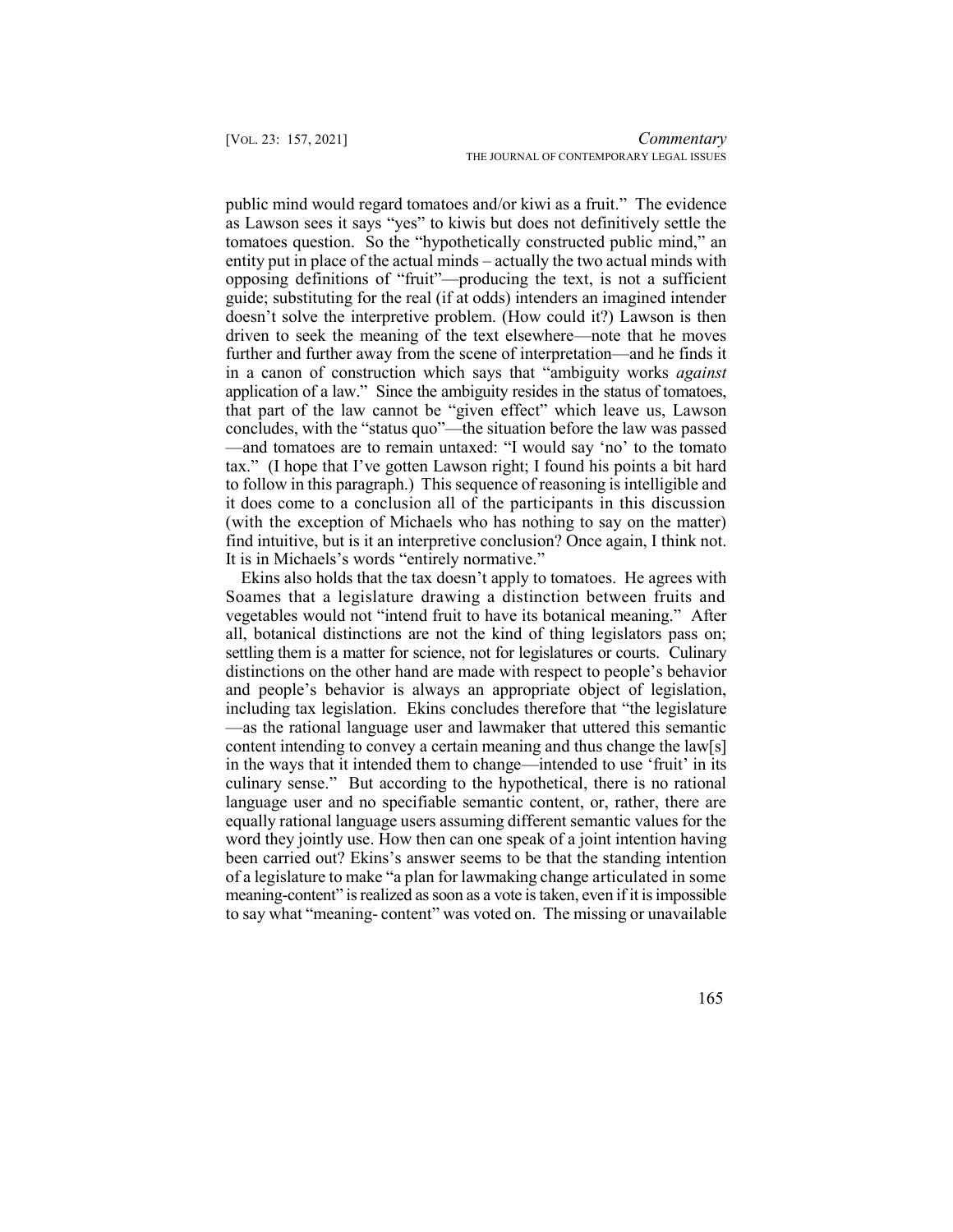public mind would regard tomatoes and/or kiwi as a fruit." The evidence as Lawson sees it says "yes" to kiwis but does not definitively settle the tomatoes question. So the "hypothetically constructed public mind," an entity put in place of the actual minds – actually the two actual minds with opposing definitions of "fruit"—producing the text, is not a sufficient guide; substituting for the real (if at odds) intenders an imagined intender doesn't solve the interpretive problem. (How could it?) Lawson is then driven to seek the meaning of the text elsewhere—note that he moves further and further away from the scene of interpretation—and he finds it in a canon of construction which says that "ambiguity works *against* application of a law." Since the ambiguity resides in the status of tomatoes, that part of the law cannot be "given effect" which leave us, Lawson concludes, with the "status quo"—the situation before the law was passed—and tomatoes are to remain untaxed: "I would say 'no' to the tomato tax." (I hope that I've gotten Lawson right; I found his points a bit hard to follow in this paragraph.) This sequence of reasoning is intelligible and it does come to a conclusion all of the participants in this discussion (with the exception of Michaels who has nothing to say on the matter) find intuitive, but is it an interpretive conclusion? Once again, I think not. It is in Michaels's words "entirely normative."

Ekins also holds that the tax doesn't apply to tomatoes. He agrees with Soames that a legislature drawing a distinction between fruits and vegetables would not "intend fruit to have its botanical meaning." After all, botanical distinctions are not the kind of thing legislators pass on; settling them is a matter for science, not for legislatures or courts. Culinary distinctions on the other hand are made with respect to people's behavior and people's behavior is always an appropriate object of legislation, including tax legislation. Ekins concludes therefore that "the legislature—as the rational language user and lawmaker that uttered this semantic content intending to convey a certain meaning and thus change the law[s] in the ways that it intended them to change—intended to use 'fruit' in its culinary sense." But according to the hypothetical, there is no rational language user and no specifiable semantic content, or, rather, there are equally rational language users assuming different semantic values for the word they jointly use. How then can one speak of a joint intention having been carried out? Ekins's answer seems to be that the standing intention of a legislature to make "a plan for lawmaking change articulated in some meaning-content" is realized as soon as a vote is taken, even if it is impossible to say what "meaning- content" was voted on. The missing or unavailable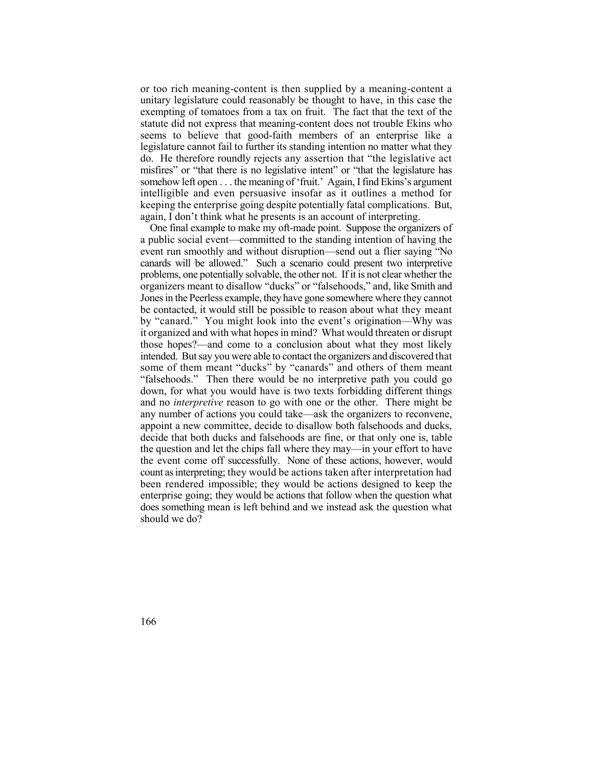or too rich meaning-content is then supplied by a meaning-content a unitary legislature could reasonably be thought to have, in this case the exempting of tomatoes from a tax on fruit. The fact that the text of the statute did not express that meaning-content does not trouble Ekins who seems to believe that good-faith members of an enterprise like a legislature cannot fail to further its standing intention no matter what they do. He therefore roundly rejects any assertion that "the legislative act misfires" or "that there is no legislative intent" or "that the legislature has somehow left open . . . the meaning of 'fruit.' Again, I find Ekins's argument intelligible and even persuasive insofar as it outlines a method for keeping the enterprise going despite potentially fatal complications. But, again, I don't think what he presents is an account of interpreting.

One final example to make my oft-made point. Suppose the organizers of a public social event—committed to the standing intention of having the event run smoothly and without disruption—send out a flier saying "No canards will be allowed." Such a scenario could present two interpretive problems, one potentially solvable, the other not. If it is not clear whether the organizers meant to disallow "ducks" or "falsehoods," and, like Smith and Jones in the Peerless example, they have gone somewhere where they cannot be contacted, it would still be possible to reason about what they meant by "canard." You might look into the event's origination—Why was it organized and with what hopes in mind? What would threaten or disrupt those hopes?—and come to a conclusion about what they most likely intended. But say you were able to contact the organizers and discovered that some of them meant "ducks" by "canards" and others of them meant "falsehoods." Then there would be no interpretive path you could go down, for what you would have is two texts forbidding different things and no *interpretive* reason to go with one or the other. There might be any number of actions you could take—ask the organizers to reconvene, appoint a new committee, decide to disallow both falsehoods and ducks, decide that both ducks and falsehoods are fine, or that only one is, table the question and let the chips fall where they may—in your effort to have the event come off successfully. None of these actions, however, would count as interpreting; they would be actions taken after interpretation had been rendered impossible; they would be actions designed to keep the enterprise going; they would be actions that follow when the question what does something mean is left behind and we instead ask the question what should we do?